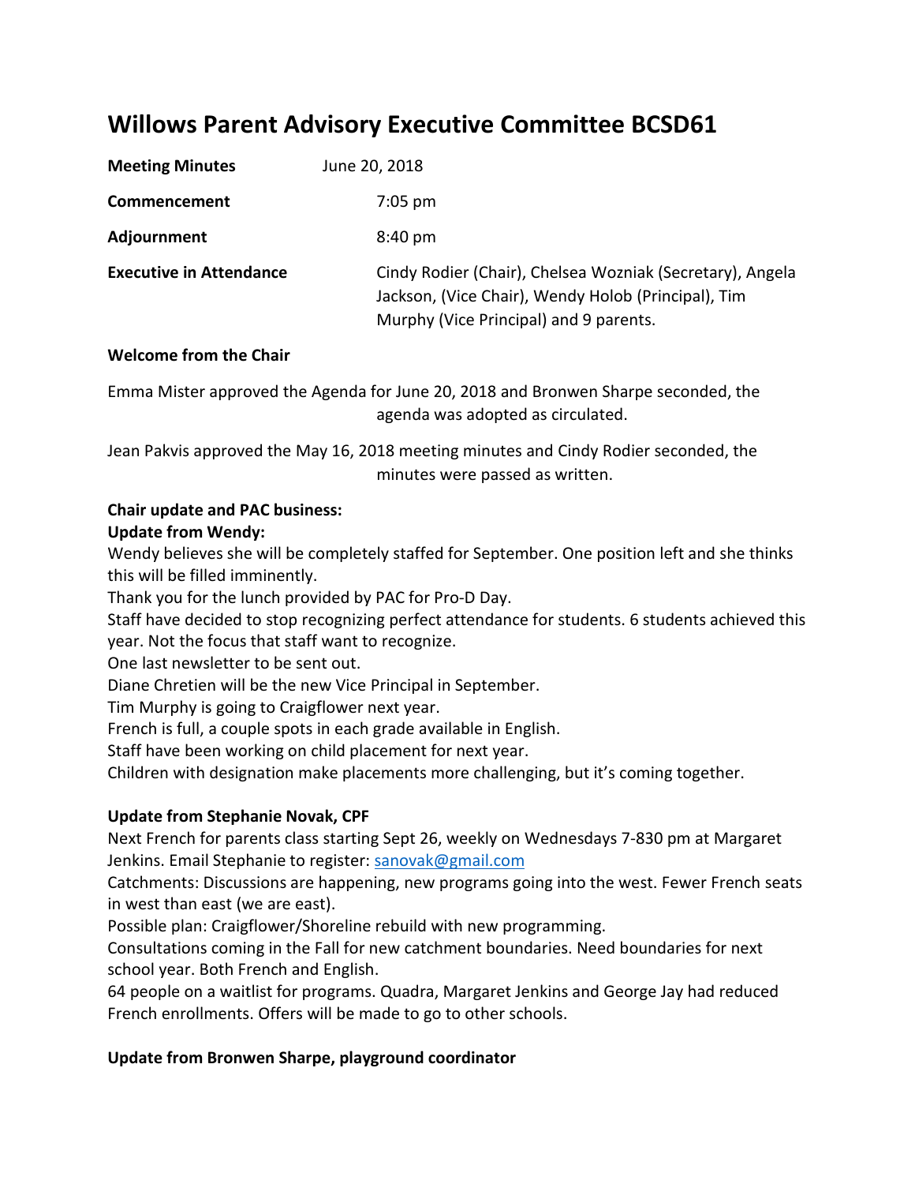# Willows Parent Advisory Executive Committee BCSD61

**Meeting Minutes** June 20, 2018

**Commencement** 7:05 pm

**Adjournment** 8:40 pm

**Executive in Attendance** Cindy Rodier (Chair), Chelsea Wozniak (Secretary), Angela Jackson, (Vice Chair), Wendy Holob (Principal), Tim Murphy (Vice Principal) and 9 parents.

**Welcome from the Chair**

Emma Mister approved the Agenda for June 20, 2018 and Bronwen Sharpe seconded, the agenda was adopted as circulated.

Jean Pakvis approved the May 16, 2018 meeting minutes and Cindy Rodier seconded, the minutes were passed as written.

**Chair update and PAC business:**

**Update from Wendy:**

Wendy believes she will be completely staffed for September. One position left and she thinks this will be filled imminently.

Thank you for the lunch provided by PAC for Pro-D Day.

Staff have decided to stop recognizing perfect attendance for students. 6 students achieved this year. Not the focus that staff want to recognize.

One last newsletter to be sent out.

Diane Chretien will be the new Vice Principal in September.

Tim Murphy is going to Craigflower next year.

French is full, a couple spots in each grade available in English.

Staff have been working on child placement for next year.

Children with designation make placements more challenging, but it's coming together.

**Update from Stephanie Novak, CPF**

Next French for parents class starting Sept 26, weekly on Wednesdays 7-830 pm at Margaret Jenkins. Email Stephanie to register: sanovak@gmail.com

Catchments: Discussions are happening, new programs going into the west. Fewer French seats in west than east (we are east).

Possible plan: Craigflower/Shoreline rebuild with new programming.

Consultations coming in the Fall for new catchment boundaries. Need boundaries for next school year. Both French and English.

64 people on a waitlist for programs. Quadra, Margaret Jenkins and George Jay had reduced French enrollments. Offers will be made to go to other schools.

**Update from Bronwen Sharpe, playground coordinator**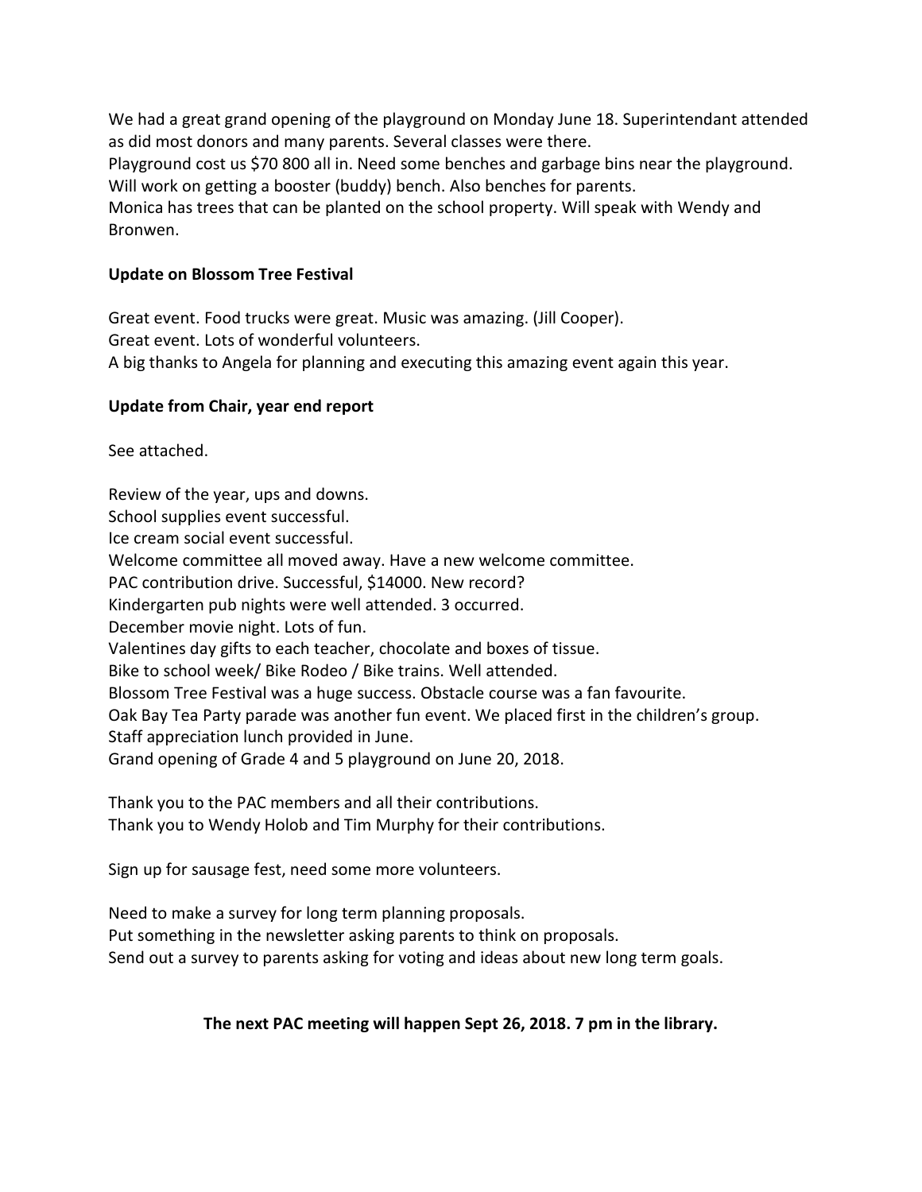We had a great grand opening of the playground on Monday June 18. Superintendant attended as did most donors and many parents. Several classes were there.
Playground cost us $70 800 all in. Need some benches and garbage bins near the playground. Will work on getting a booster (buddy) bench. Also benches for parents.
Monica has trees that can be planted on the school property. Will speak with Wendy and Bronwen.

**Update on Blossom Tree Festival**

Great event. Food trucks were great. Music was amazing. (Jill Cooper).
Great event. Lots of wonderful volunteers.
A big thanks to Angela for planning and executing this amazing event again this year.

**Update from Chair, year end report**

See attached.

Review of the year, ups and downs.
School supplies event successful.
Ice cream social event successful.
Welcome committee all moved away. Have a new welcome committee.
PAC contribution drive. Successful, $14000. New record?
Kindergarten pub nights were well attended. 3 occurred.
December movie night. Lots of fun.
Valentines day gifts to each teacher, chocolate and boxes of tissue.
Bike to school week/ Bike Rodeo / Bike trains. Well attended.
Blossom Tree Festival was a huge success. Obstacle course was a fan favourite.
Oak Bay Tea Party parade was another fun event. We placed first in the children's group.
Staff appreciation lunch provided in June.
Grand opening of Grade 4 and 5 playground on June 20, 2018.

Thank you to the PAC members and all their contributions.
Thank you to Wendy Holob and Tim Murphy for their contributions.

Sign up for sausage fest, need some more volunteers.

Need to make a survey for long term planning proposals.
Put something in the newsletter asking parents to think on proposals.
Send out a survey to parents asking for voting and ideas about new long term goals.

**The next PAC meeting will happen Sept 26, 2018. 7 pm in the library.**